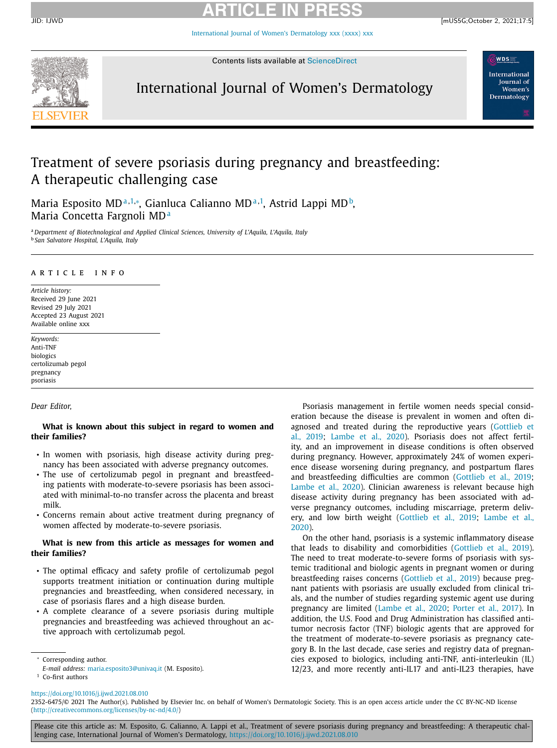# Treatment of severe psoriasis during pregnancy and breastfeeding: A therapeutic challenging case

Maria Esposito MD[a,1,*], Gianluca Calianno MD[a,1], Astrid Lappi MD[b], Maria Concetta Fargnoli MD[a]

[a] Department of Biotechnological and Applied Clinical Sciences, University of L'Aquila, L'Aquila, Italy
[b] San Salvatore Hospital, L'Aquila, Italy

## ARTICLE INFO

*Article history:*
Received 29 June 2021
Revised 29 July 2021
Accepted 23 August 2021
Available online xxx

*Keywords:*
Anti-TNF
biologics
certolizumab pegol
pregnancy
psoriasis

*Dear Editor,*

**What is known about this subject in regard to women and their families?**

- In women with psoriasis, high disease activity during pregnancy has been associated with adverse pregnancy outcomes.
- The use of certolizumab pegol in pregnant and breastfeeding patients with moderate-to-severe psoriasis has been associated with minimal-to-no transfer across the placenta and breast milk.
- Concerns remain about active treatment during pregnancy of women affected by moderate-to-severe psoriasis.

**What is new from this article as messages for women and their families?**

- The optimal efficacy and safety profile of certolizumab pegol supports treatment initiation or continuation during multiple pregnancies and breastfeeding, when considered necessary, in case of psoriasis flares and a high disease burden.
- A complete clearance of a severe psoriasis during multiple pregnancies and breastfeeding was achieved throughout an active approach with certolizumab pegol.

Psoriasis management in fertile women needs special consideration because the disease is prevalent in women and often diagnosed and treated during the reproductive years (Gottlieb et al., 2019; Lambe et al., 2020). Psoriasis does not affect fertility, and an improvement in disease conditions is often observed during pregnancy. However, approximately 24% of women experience disease worsening during pregnancy, and postpartum flares and breastfeeding difficulties are common (Gottlieb et al., 2019; Lambe et al., 2020). Clinician awareness is relevant because high disease activity during pregnancy has been associated with adverse pregnancy outcomes, including miscarriage, preterm delivery, and low birth weight (Gottlieb et al., 2019; Lambe et al., 2020).

On the other hand, psoriasis is a systemic inflammatory disease that leads to disability and comorbidities (Gottlieb et al., 2019). The need to treat moderate-to-severe forms of psoriasis with systemic traditional and biologic agents in pregnant women or during breastfeeding raises concerns (Gottlieb et al., 2019) because pregnant patients with psoriasis are usually excluded from clinical trials, and the number of studies regarding systemic agent use during pregnancy are limited (Lambe et al., 2020; Porter et al., 2017). In addition, the U.S. Food and Drug Administration has classified antitumor necrosis factor (TNF) biologic agents that are approved for the treatment of moderate-to-severe psoriasis as pregnancy category B. In the last decade, case series and registry data of pregnancies exposed to biologics, including anti-TNF, anti-interleukin (IL) 12/23, and more recently anti-IL17 and anti-IL23 therapies, have

* Corresponding author.
*E-mail address:* maria.esposito3@univaq.it (M. Esposito).
[1] Co-first authors

https://doi.org/10.1016/j.ijwd.2021.08.010
2352-6475/© 2021 The Author(s). Published by Elsevier Inc. on behalf of Women's Dermatologic Society. This is an open access article under the CC BY-NC-ND license (http://creativecommons.org/licenses/by-nc-nd/4.0/)

Please cite this article as: M. Esposito, G. Calianno, A. Lappi et al., Treatment of severe psoriasis during pregnancy and breastfeeding: A therapeutic challenging case, International Journal of Women's Dermatology, https://doi.org/10.1016/j.ijwd.2021.08.010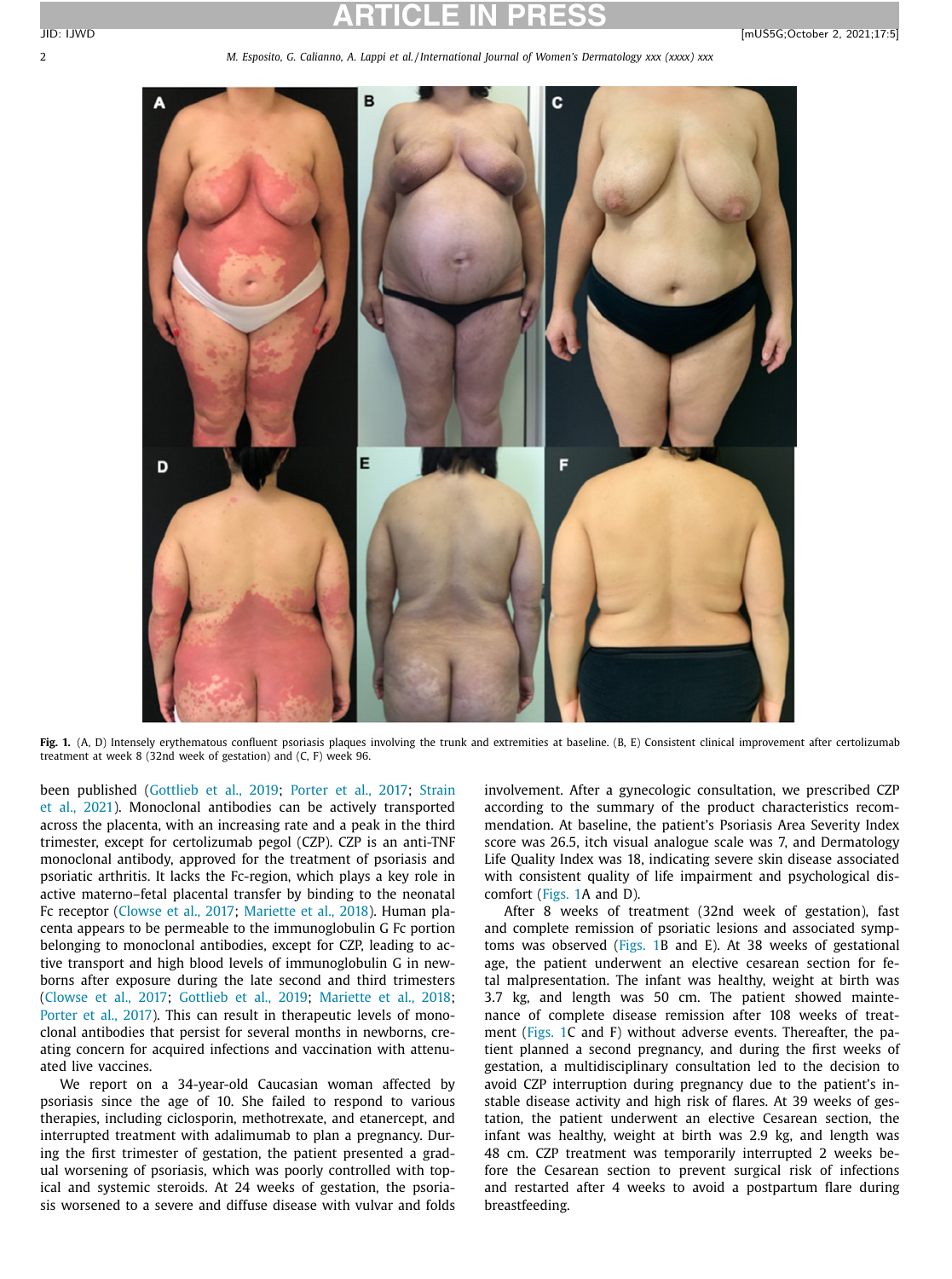**Fig. 1.** (A, D) Intensely erythematous confluent psoriasis plaques involving the trunk and extremities at baseline. (B, E) Consistent clinical improvement after certolizumab treatment at week 8 (32nd week of gestation) and (C, F) week 96.

been published (Gottlieb et al., 2019; Porter et al., 2017; Strain et al., 2021). Monoclonal antibodies can be actively transported across the placenta, with an increasing rate and a peak in the third trimester, except for certolizumab pegol (CZP). CZP is an anti-TNF monoclonal antibody, approved for the treatment of psoriasis and psoriatic arthritis. It lacks the Fc-region, which plays a key role in active materno–fetal placental transfer by binding to the neonatal Fc receptor (Clowse et al., 2017; Mariette et al., 2018). Human placenta appears to be permeable to the immunoglobulin G Fc portion belonging to monoclonal antibodies, except for CZP, leading to active transport and high blood levels of immunoglobulin G in newborns after exposure during the late second and third trimesters (Clowse et al., 2017; Gottlieb et al., 2019; Mariette et al., 2018; Porter et al., 2017). This can result in therapeutic levels of monoclonal antibodies that persist for several months in newborns, creating concern for acquired infections and vaccination with attenuated live vaccines.

We report on a 34-year-old Caucasian woman affected by psoriasis since the age of 10. She failed to respond to various therapies, including ciclosporin, methotrexate, and etanercept, and interrupted treatment with adalimumab to plan a pregnancy. During the first trimester of gestation, the patient presented a gradual worsening of psoriasis, which was poorly controlled with topical and systemic steroids. At 24 weeks of gestation, the psoriasis worsened to a severe and diffuse disease with vulvar and folds involvement. After a gynecologic consultation, we prescribed CZP according to the summary of the product characteristics recommendation. At baseline, the patient's Psoriasis Area Severity Index score was 26.5, itch visual analogue scale was 7, and Dermatology Life Quality Index was 18, indicating severe skin disease associated with consistent quality of life impairment and psychological discomfort (Figs. 1A and D).

After 8 weeks of treatment (32nd week of gestation), fast and complete remission of psoriatic lesions and associated symptoms was observed (Figs. 1B and E). At 38 weeks of gestational age, the patient underwent an elective cesarean section for fetal malpresentation. The infant was healthy, weight at birth was 3.7 kg, and length was 50 cm. The patient showed maintenance of complete disease remission after 108 weeks of treatment (Figs. 1C and F) without adverse events. Thereafter, the patient planned a second pregnancy, and during the first weeks of gestation, a multidisciplinary consultation led to the decision to avoid CZP interruption during pregnancy due to the patient's instable disease activity and high risk of flares. At 39 weeks of gestation, the patient underwent an elective Cesarean section, the infant was healthy, weight at birth was 2.9 kg, and length was 48 cm. CZP treatment was temporarily interrupted 2 weeks before the Cesarean section to prevent surgical risk of infections and restarted after 4 weeks to avoid a postpartum flare during breastfeeding.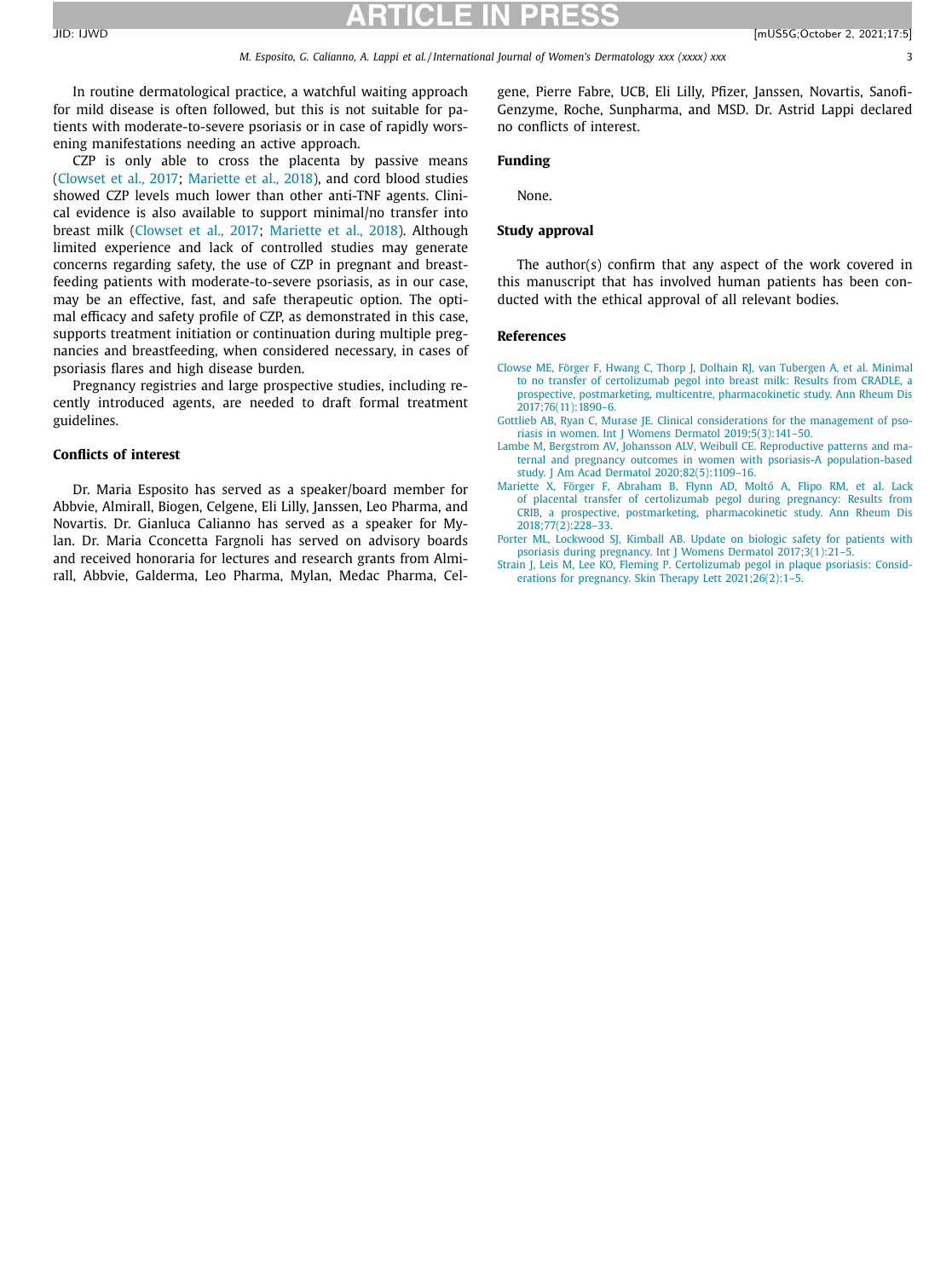In routine dermatological practice, a watchful waiting approach for mild disease is often followed, but this is not suitable for patients with moderate-to-severe psoriasis or in case of rapidly worsening manifestations needing an active approach.

CZP is only able to cross the placenta by passive means (Clowset et al., 2017; Mariette et al., 2018), and cord blood studies showed CZP levels much lower than other anti-TNF agents. Clinical evidence is also available to support minimal/no transfer into breast milk (Clowset et al., 2017; Mariette et al., 2018). Although limited experience and lack of controlled studies may generate concerns regarding safety, the use of CZP in pregnant and breastfeeding patients with moderate-to-severe psoriasis, as in our case, may be an effective, fast, and safe therapeutic option. The optimal efficacy and safety profile of CZP, as demonstrated in this case, supports treatment initiation or continuation during multiple pregnancies and breastfeeding, when considered necessary, in cases of psoriasis flares and high disease burden.

Pregnancy registries and large prospective studies, including recently introduced agents, are needed to draft formal treatment guidelines.

## Conflicts of interest

Dr. Maria Esposito has served as a speaker/board member for Abbvie, Almirall, Biogen, Celgene, Eli Lilly, Janssen, Leo Pharma, and Novartis. Dr. Gianluca Calianno has served as a speaker for Mylan. Dr. Maria Cconcetta Fargnoli has served on advisory boards and received honoraria for lectures and research grants from Almirall, Abbvie, Galderma, Leo Pharma, Mylan, Medac Pharma, Celgene, Pierre Fabre, UCB, Eli Lilly, Pfizer, Janssen, Novartis, Sanofi-Genzyme, Roche, Sunpharma, and MSD. Dr. Astrid Lappi declared no conflicts of interest.

## Funding

None.

## Study approval

The author(s) confirm that any aspect of the work covered in this manuscript that has involved human patients has been conducted with the ethical approval of all relevant bodies.

## References

Clowse ME, Förger F, Hwang C, Thorp J, Dolhain RJ, van Tubergen A, et al. Minimal to no transfer of certolizumab pegol into breast milk: Results from CRADLE, a prospective, postmarketing, multicentre, pharmacokinetic study. Ann Rheum Dis 2017;76(11):1890–6.

Gottlieb AB, Ryan C, Murase JE. Clinical considerations for the management of psoriasis in women. Int J Womens Dermatol 2019;5(3):141–50.

Lambe M, Bergstrom AV, Johansson ALV, Weibull CE. Reproductive patterns and maternal and pregnancy outcomes in women with psoriasis-A population-based study. J Am Acad Dermatol 2020;82(5):1109–16.

Mariette X, Förger F, Abraham B, Flynn AD, Moltó A, Flipo RM, et al. Lack of placental transfer of certolizumab pegol during pregnancy: Results from CRIB, a prospective, postmarketing, pharmacokinetic study. Ann Rheum Dis 2018;77(2):228–33.

Porter ML, Lockwood SJ, Kimball AB. Update on biologic safety for patients with psoriasis during pregnancy. Int J Womens Dermatol 2017;3(1):21–5.

Strain J, Leis M, Lee KO, Fleming P. Certolizumab pegol in plaque psoriasis: Considerations for pregnancy. Skin Therapy Lett 2021;26(2):1–5.